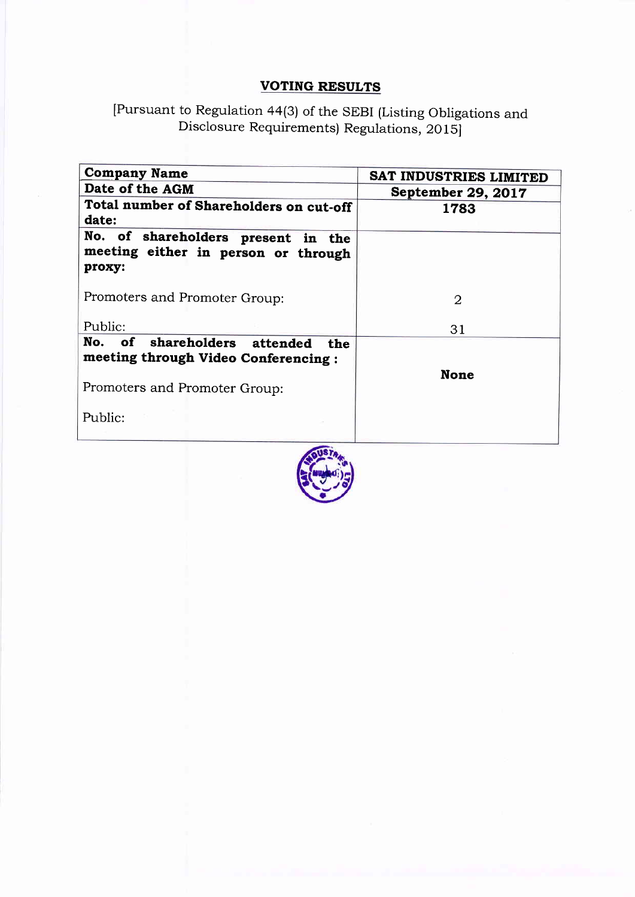## VOTING RESULTS

[Pursuant to Regulation 44(3) of the SEBI (Listing Obligations and Disclosure Requirements) Regulations, 2015]

| **Company Name** | **SAT INDUSTRIES LIMITED** |
|---|---|
| **Date of the AGM** | **September 29, 2017** |
| **Total number of Shareholders on cut-off date:** | **1783** |
| **No. of shareholders present in the meeting either in person or through proxy:**<br><br>Promoters and Promoter Group:<br><br>Public: | <br><br><br>2<br><br>31 |
| **No. of shareholders attended the meeting through Video Conferencing :**<br><br>Promoters and Promoter Group:<br><br>Public: | **None** |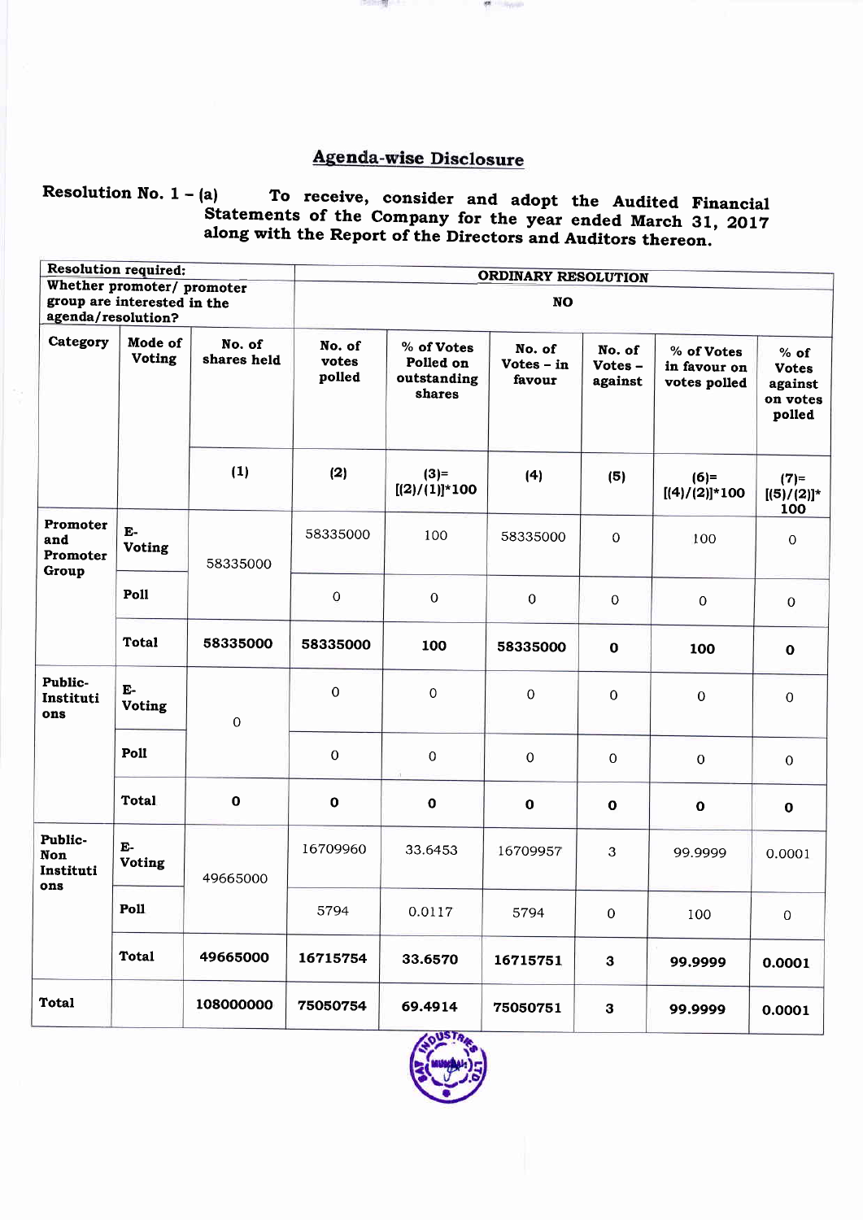## Agenda-wise Disclosure

**Resolution No. 1 – (a)** To receive, consider and adopt the Audited Financial Statements of the Company for the year ended March 31, 2017 along with the Report of the Directors and Auditors thereon.

| **Resolution required:** | | | **ORDINARY RESOLUTION** | | | | | |
|---|---|---|---|---|---|---|---|---|
| **Whether promoter/ promoter group are interested in the agenda/resolution?** | | | **NO** | | | | | |
| **Category** | **Mode of Voting** | **No. of shares held** | **No. of votes polled** | **% of Votes Polled on outstanding shares** | **No. of Votes – in favour** | **No. of Votes – against** | **% of Votes in favour on votes polled** | **% of Votes against on votes polled** |
| | | (1) | (2) | (3)= [(2)/(1)]*100 | (4) | (5) | (6)= [(4)/(2)]*100 | (7)= [(5)/(2)]* 100 |
| **Promoter and Promoter Group** | **E-Voting** | 58335000 | 58335000 | 100 | 58335000 | 0 | 100 | 0 |
| | **Poll** | | 0 | 0 | 0 | 0 | 0 | 0 |
| | **Total** | **58335000** | **58335000** | **100** | **58335000** | **0** | **100** | **0** |
| **Public-Institutions** | **E-Voting** | 0 | 0 | 0 | 0 | 0 | 0 | 0 |
| | **Poll** | | 0 | 0 | 0 | 0 | 0 | 0 |
| | **Total** | **0** | **0** | **0** | **0** | **0** | **0** | **0** |
| **Public-Non Institutions** | **E-Voting** | 49665000 | 16709960 | 33.6453 | 16709957 | 3 | 99.9999 | 0.0001 |
| | **Poll** | | 5794 | 0.0117 | 5794 | 0 | 100 | 0 |
| | **Total** | **49665000** | **16715754** | **33.6570** | **16715751** | **3** | **99.9999** | **0.0001** |
| **Total** | | **108000000** | **75050754** | **69.4914** | **75050751** | **3** | **99.9999** | **0.0001** |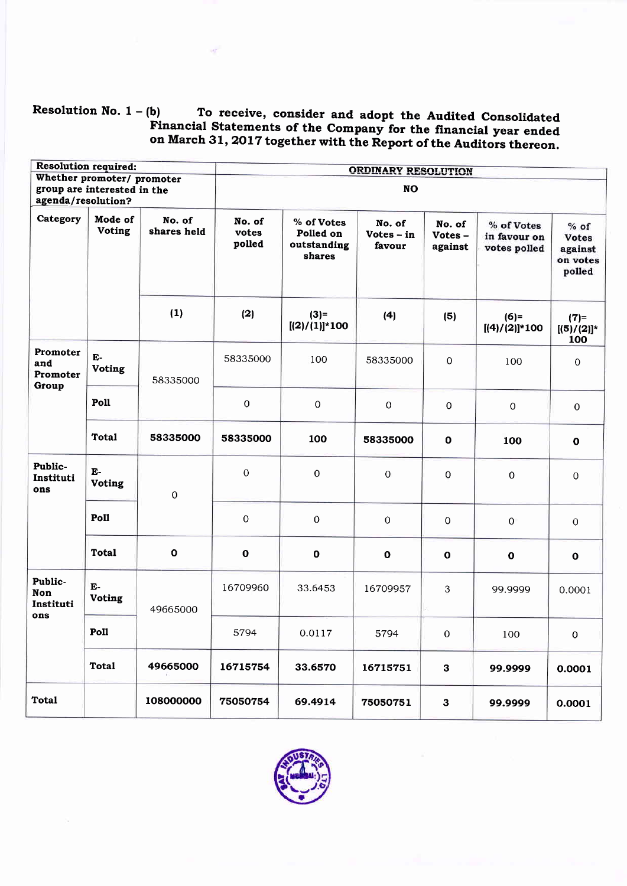**Resolution No. 1 – (b)** To receive, consider and adopt the Audited Consolidated Financial Statements of the Company for the financial year ended on March 31, 2017 together with the Report of the Auditors thereon.

| Resolution required: | | | ORDINARY RESOLUTION | | | | | |
|---|---|---|---|---|---|---|---|---|
| Whether promoter/ promoter group are interested in the agenda/resolution? | | | NO | | | | | |
| Category | Mode of Voting | No. of shares held | No. of votes polled | % of Votes Polled on outstanding shares | No. of Votes – in favour | No. of Votes – against | % of Votes in favour on votes polled | % of Votes against on votes polled |
| | | (1) | (2) | (3)= [(2)/(1)]*100 | (4) | (5) | (6)= [(4)/(2)]*100 | (7)= [(5)/(2)]* 100 |
| Promoter and Promoter Group | E-Voting | 58335000 | 58335000 | 100 | 58335000 | 0 | 100 | 0 |
| | Poll | | 0 | 0 | 0 | 0 | 0 | 0 |
| | **Total** | **58335000** | **58335000** | **100** | **58335000** | **0** | **100** | **0** |
| Public-Institutions | E-Voting | 0 | 0 | 0 | 0 | 0 | 0 | 0 |
| | Poll | | 0 | 0 | 0 | 0 | 0 | 0 |
| | **Total** | **0** | **0** | **0** | **0** | **0** | **0** | **0** |
| Public-Non Institutions | E-Voting | 49665000 | 16709960 | 33.6453 | 16709957 | 3 | 99.9999 | 0.0001 |
| | Poll | | 5794 | 0.0117 | 5794 | 0 | 100 | 0 |
| | **Total** | **49665000** | **16715754** | **33.6570** | **16715751** | **3** | **99.9999** | **0.0001** |
| **Total** | | **108000000** | **75050754** | **69.4914** | **75050751** | **3** | **99.9999** | **0.0001** |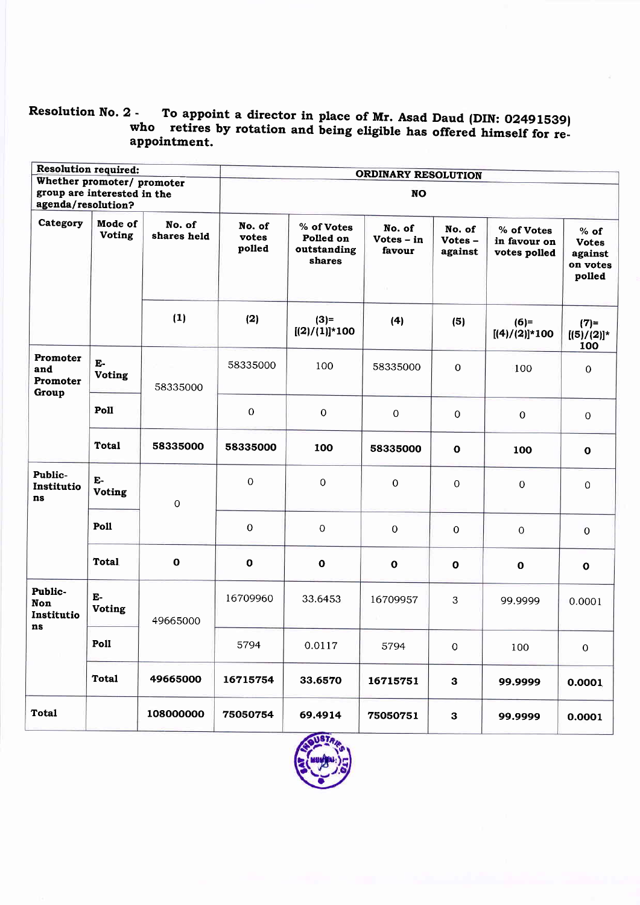**Resolution No. 2 -** **To appoint a director in place of Mr. Asad Daud (DIN: 02491539) who retires by rotation and being eligible has offered himself for re-appointment.**

| Resolution required: | | | ORDINARY RESOLUTION | | | | | | |
|---|---|---|---|---|---|---|---|---|---|
| Whether promoter/ promoter group are interested in the agenda/resolution? | | | NO | | | | | | |
| **Category** | **Mode of Voting** | **No. of shares held** | **No. of votes polled** | **% of Votes Polled on outstanding shares** | **No. of Votes – in favour** | **No. of Votes – against** | **% of Votes in favour on votes polled** | **% of Votes against on votes polled** |
| | | (1) | (2) | (3)= [(2)/(1)]*100 | (4) | (5) | (6)= [(4)/(2)]*100 | (7)= [(5)/(2)]*100 |
| **Promoter and Promoter Group** | **E-Voting** | 58335000 | 58335000 | 100 | 58335000 | 0 | 100 | 0 |
| | **Poll** | | 0 | 0 | 0 | 0 | 0 | 0 |
| | **Total** | **58335000** | **58335000** | **100** | **58335000** | **0** | **100** | **0** |
| **Public-Institutions** | **E-Voting** | 0 | 0 | 0 | 0 | 0 | 0 | 0 |
| | **Poll** | | 0 | 0 | 0 | 0 | 0 | 0 |
| | **Total** | **0** | **0** | **0** | **0** | **0** | **0** | **0** |
| **Public-Non Institutions** | **E-Voting** | 49665000 | 16709960 | 33.6453 | 16709957 | 3 | 99.9999 | 0.0001 |
| | **Poll** | | 5794 | 0.0117 | 5794 | 0 | 100 | 0 |
| | **Total** | **49665000** | **16715754** | **33.6570** | **16715751** | **3** | **99.9999** | **0.0001** |
| **Total** | | **108000000** | **75050754** | **69.4914** | **75050751** | **3** | **99.9999** | **0.0001** |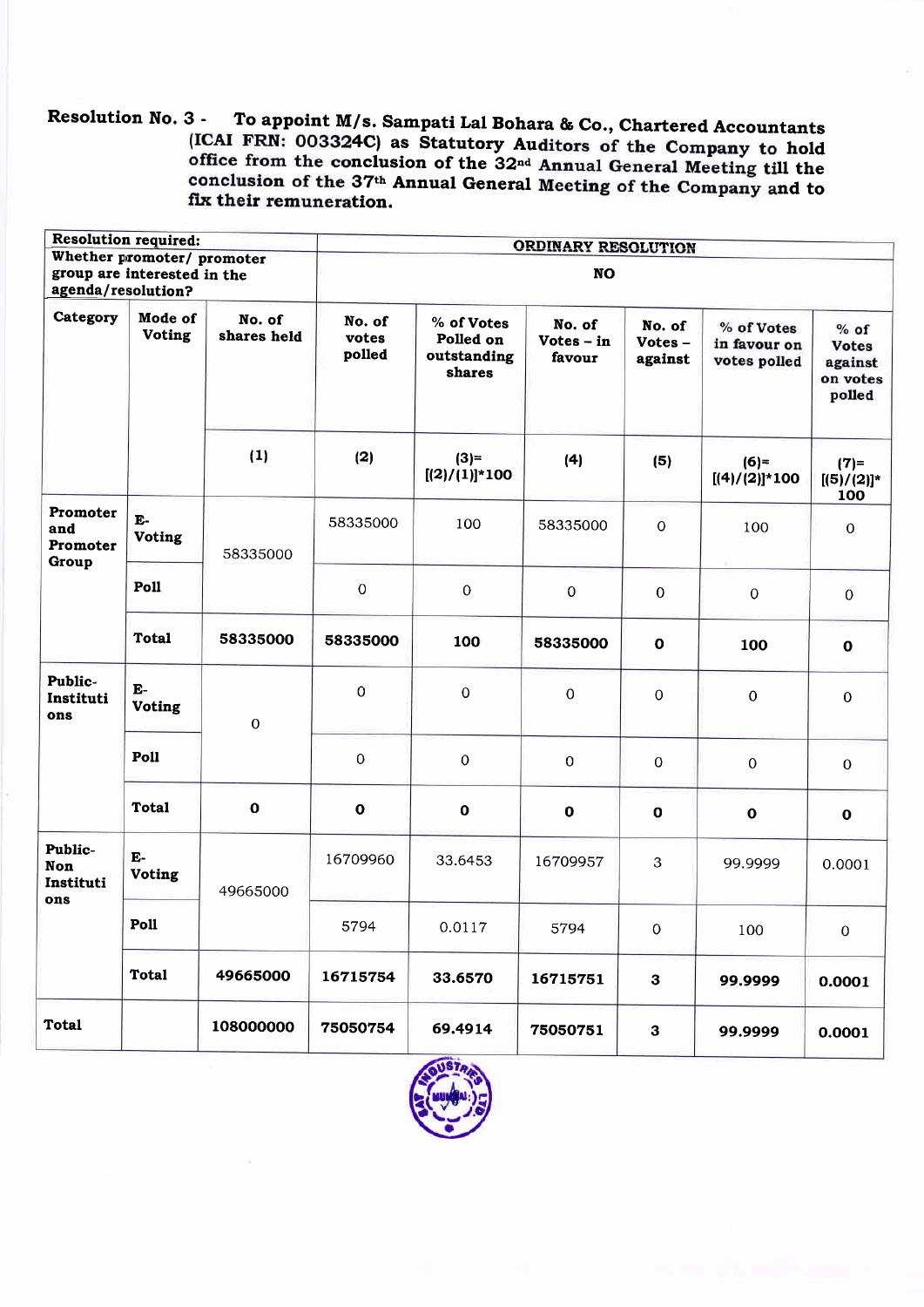**Resolution No. 3 - To appoint M/s. Sampati Lal Bohara & Co., Chartered Accountants (ICAI FRN: 003324C) as Statutory Auditors of the Company to hold office from the conclusion of the 32nd Annual General Meeting till the conclusion of the 37th Annual General Meeting of the Company and to fix their remuneration.**

| **Resolution required:** | | **ORDINARY RESOLUTION** | | | | | | |
|---|---|---|---|---|---|---|---|---|
| **Whether promoter/ promoter group are interested in the agenda/resolution?** | | **NO** | | | | | | |
| **Category** | **Mode of Voting** | **No. of shares held** | **No. of votes polled** | **% of Votes Polled on outstanding shares** | **No. of Votes – in favour** | **No. of Votes – against** | **% of Votes in favour on votes polled** | **% of Votes against on votes polled** |
| | | **(1)** | **(2)** | **(3)=[(2)/(1)]*100** | **(4)** | **(5)** | **(6)=[(4)/(2)]*100** | **(7)=[(5)/(2)]*100** |
| **Promoter and Promoter Group** | **E-Voting** | 58335000 | 58335000 | 100 | 58335000 | 0 | 100 | 0 |
| | **Poll** | | 0 | 0 | 0 | 0 | 0 | 0 |
| | **Total** | **58335000** | **58335000** | **100** | **58335000** | **0** | **100** | **0** |
| **Public-Institutions** | **E-Voting** | 0 | 0 | 0 | 0 | 0 | 0 | 0 |
| | **Poll** | | 0 | 0 | 0 | 0 | 0 | 0 |
| | **Total** | **0** | **0** | **0** | **0** | **0** | **0** | **0** |
| **Public-Non Institutions** | **E-Voting** | 49665000 | 16709960 | 33.6453 | 16709957 | 3 | 99.9999 | 0.0001 |
| | **Poll** | | 5794 | 0.0117 | 5794 | 0 | 100 | 0 |
| | **Total** | **49665000** | **16715754** | **33.6570** | **16715751** | **3** | **99.9999** | **0.0001** |
| **Total** | | **108000000** | **75050754** | **69.4914** | **75050751** | **3** | **99.9999** | **0.0001** |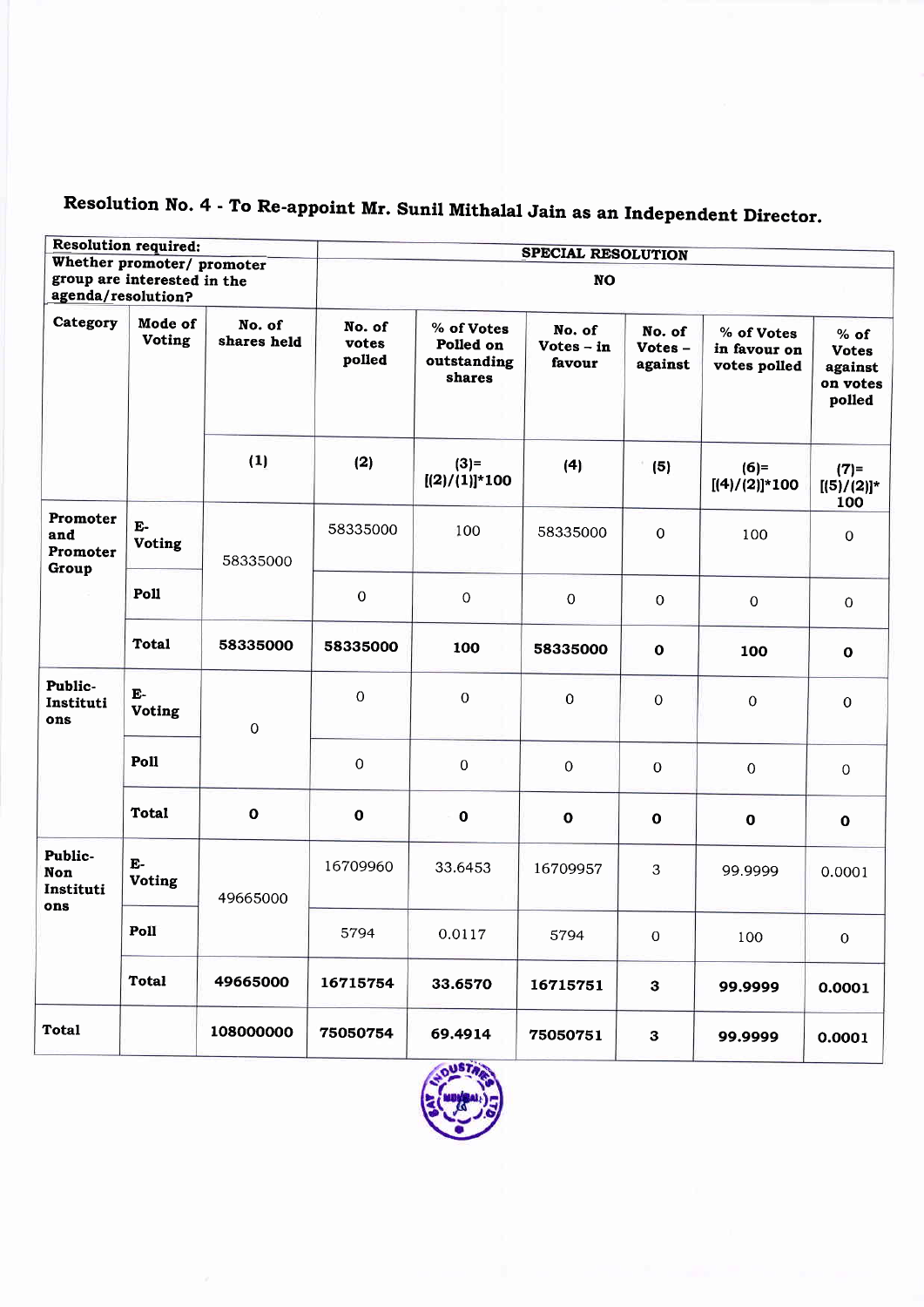## Resolution No. 4 - To Re-appoint Mr. Sunil Mithalal Jain as an Independent Director.

| Resolution required: | | | SPECIAL RESOLUTION | | | | | |
|---|---|---|---|---|---|---|---|---|
| Whether promoter/ promoter group are interested in the agenda/resolution? | | | NO | | | | | |
| Category | Mode of Voting | No. of shares held | No. of votes polled | % of Votes Polled on outstanding shares | No. of Votes – in favour | No. of Votes – against | % of Votes in favour on votes polled | % of Votes against on votes polled |
| | | (1) | (2) | (3)= [(2)/(1)]*100 | (4) | (5) | (6)= [(4)/(2)]*100 | (7)= [(5)/(2)]* 100 |
| Promoter and Promoter Group | E-Voting | 58335000 | 58335000 | 100 | 58335000 | 0 | 100 | 0 |
| | Poll | | 0 | 0 | 0 | 0 | 0 | 0 |
| | **Total** | **58335000** | **58335000** | **100** | **58335000** | **0** | **100** | **0** |
| Public-Institutions | E-Voting | 0 | 0 | 0 | 0 | 0 | 0 | 0 |
| | Poll | | 0 | 0 | 0 | 0 | 0 | 0 |
| | **Total** | **0** | **0** | **0** | **0** | **0** | **0** | **0** |
| Public-Non Institutions | E-Voting | 49665000 | 16709960 | 33.6453 | 16709957 | 3 | 99.9999 | 0.0001 |
| | Poll | | 5794 | 0.0117 | 5794 | 0 | 100 | 0 |
| | **Total** | **49665000** | **16715754** | **33.6570** | **16715751** | **3** | **99.9999** | **0.0001** |
| **Total** | | **108000000** | **75050754** | **69.4914** | **75050751** | **3** | **99.9999** | **0.0001** |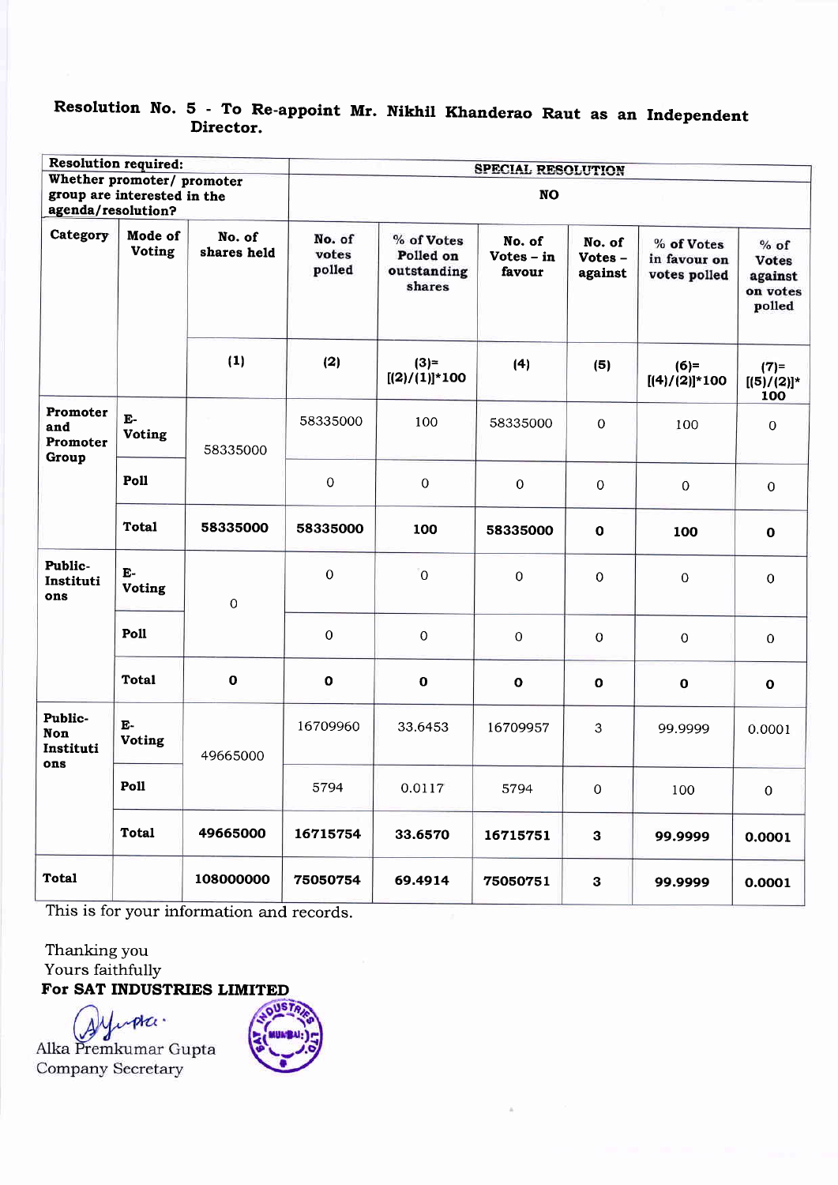### Resolution No. 5 - To Re-appoint Mr. Nikhil Khanderao Raut as an Independent Director.

| Resolution required: | | | SPECIAL RESOLUTION | | | | | | |
|---|---|---|---|---|---|---|---|---|---|
| Whether promoter/ promoter group are interested in the agenda/resolution? | | | NO | | | | | | |
| Category | Mode of Voting | No. of shares held | No. of votes polled | % of Votes Polled on outstanding shares | No. of Votes – in favour | No. of Votes – against | % of Votes in favour on votes polled | % of Votes against on votes polled |
| | | (1) | (2) | (3)= [(2)/(1)]*100 | (4) | (5) | (6)= [(4)/(2)]*100 | (7)= [(5)/(2)]* 100 |
| Promoter and Promoter Group | E-Voting | 58335000 | 58335000 | 100 | 58335000 | 0 | 100 | 0 |
| | Poll | | 0 | 0 | 0 | 0 | 0 | 0 |
| | Total | **58335000** | **58335000** | **100** | **58335000** | **0** | **100** | **0** |
| Public-Institutions | E-Voting | 0 | 0 | 0 | 0 | 0 | 0 | 0 |
| | Poll | | 0 | 0 | 0 | 0 | 0 | 0 |
| | Total | **0** | **0** | **0** | **0** | **0** | **0** | **0** |
| Public-Non Institutions | E-Voting | 49665000 | 16709960 | 33.6453 | 16709957 | 3 | 99.9999 | 0.0001 |
| | Poll | | 5794 | 0.0117 | 5794 | 0 | 100 | 0 |
| | Total | **49665000** | **16715754** | **33.6570** | **16715751** | **3** | **99.9999** | **0.0001** |
| **Total** | | **108000000** | **75050754** | **69.4914** | **75050751** | **3** | **99.9999** | **0.0001** |

This is for your information and records.

Thanking you
Yours faithfully
**For SAT INDUSTRIES LIMITED**

Alka Premkumar Gupta
Company Secretary